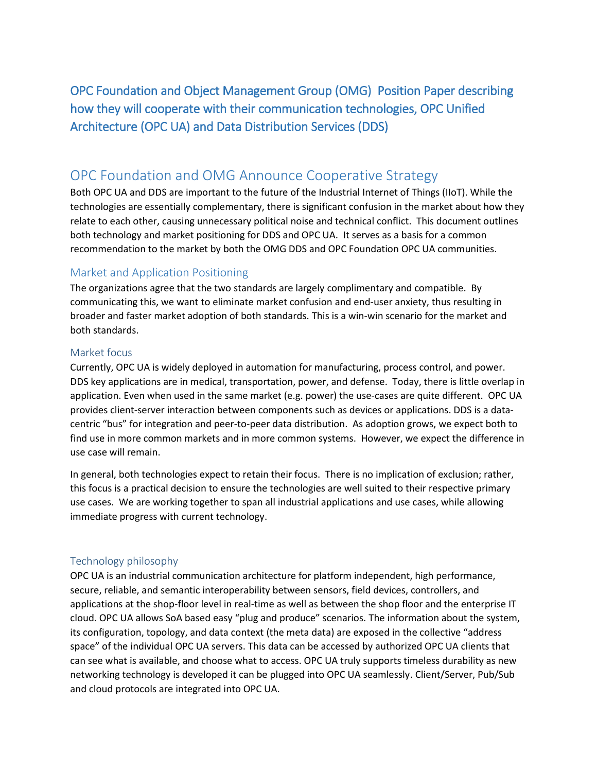# OPC Foundation and Object Management Group (OMG) Position Paper describing how they will cooperate with their communication technologies, OPC Unified Architecture (OPC UA) and Data Distribution Services (DDS)

## OPC Foundation and OMG Announce Cooperative Strategy

Both OPC UA and DDS are important to the future of the Industrial Internet of Things (IIoT). While the technologies are essentially complementary, there is significant confusion in the market about how they relate to each other, causing unnecessary political noise and technical conflict. This document outlines both technology and market positioning for DDS and OPC UA. It serves as a basis for a common recommendation to the market by both the OMG DDS and OPC Foundation OPC UA communities.

### Market and Application Positioning

The organizations agree that the two standards are largely complimentary and compatible. By communicating this, we want to eliminate market confusion and end-user anxiety, thus resulting in broader and faster market adoption of both standards. This is a win-win scenario for the market and both standards.

#### Market focus

Currently, OPC UA is widely deployed in automation for manufacturing, process control, and power. DDS key applications are in medical, transportation, power, and defense. Today, there is little overlap in application. Even when used in the same market (e.g. power) the use-cases are quite different. OPC UA provides client-server interaction between components such as devices or applications. DDS is a data-centric "bus" for integration and peer-to-peer data distribution. As adoption grows, we expect both to find use in more common markets and in more common systems. However, we expect the difference in use case will remain.

In general, both technologies expect to retain their focus. There is no implication of exclusion; rather, this focus is a practical decision to ensure the technologies are well suited to their respective primary use cases. We are working together to span all industrial applications and use cases, while allowing immediate progress with current technology.

#### Technology philosophy

OPC UA is an industrial communication architecture for platform independent, high performance, secure, reliable, and semantic interoperability between sensors, field devices, controllers, and applications at the shop-floor level in real-time as well as between the shop floor and the enterprise IT cloud. OPC UA allows SoA based easy "plug and produce" scenarios. The information about the system, its configuration, topology, and data context (the meta data) are exposed in the collective "address space" of the individual OPC UA servers. This data can be accessed by authorized OPC UA clients that can see what is available, and choose what to access. OPC UA truly supports timeless durability as new networking technology is developed it can be plugged into OPC UA seamlessly. Client/Server, Pub/Sub and cloud protocols are integrated into OPC UA.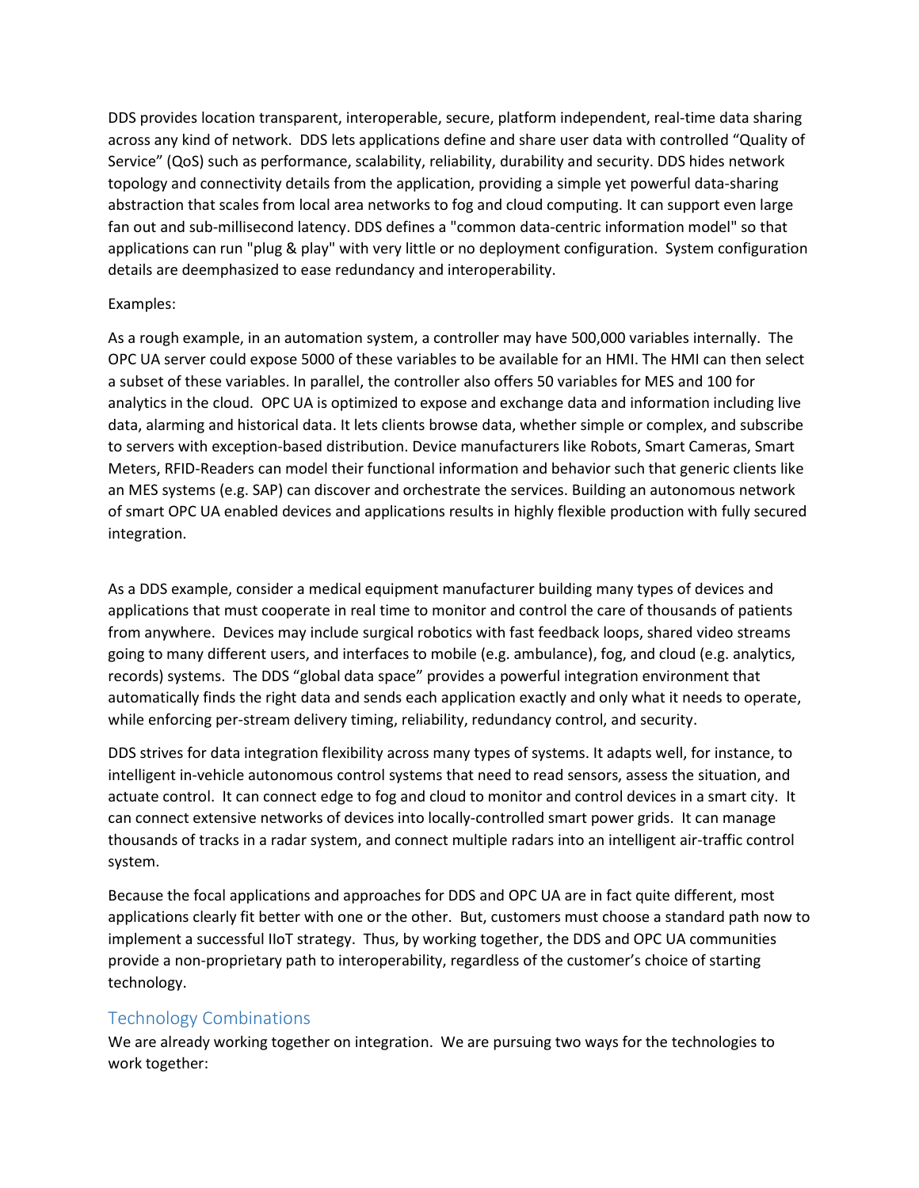DDS provides location transparent, interoperable, secure, platform independent, real-time data sharing across any kind of network. DDS lets applications define and share user data with controlled "Quality of Service" (QoS) such as performance, scalability, reliability, durability and security. DDS hides network topology and connectivity details from the application, providing a simple yet powerful data-sharing abstraction that scales from local area networks to fog and cloud computing. It can support even large fan out and sub-millisecond latency. DDS defines a "common data-centric information model" so that applications can run "plug & play" with very little or no deployment configuration. System configuration details are deemphasized to ease redundancy and interoperability.

Examples:

As a rough example, in an automation system, a controller may have 500,000 variables internally. The OPC UA server could expose 5000 of these variables to be available for an HMI. The HMI can then select a subset of these variables. In parallel, the controller also offers 50 variables for MES and 100 for analytics in the cloud. OPC UA is optimized to expose and exchange data and information including live data, alarming and historical data. It lets clients browse data, whether simple or complex, and subscribe to servers with exception-based distribution. Device manufacturers like Robots, Smart Cameras, Smart Meters, RFID-Readers can model their functional information and behavior such that generic clients like an MES systems (e.g. SAP) can discover and orchestrate the services. Building an autonomous network of smart OPC UA enabled devices and applications results in highly flexible production with fully secured integration.

As a DDS example, consider a medical equipment manufacturer building many types of devices and applications that must cooperate in real time to monitor and control the care of thousands of patients from anywhere. Devices may include surgical robotics with fast feedback loops, shared video streams going to many different users, and interfaces to mobile (e.g. ambulance), fog, and cloud (e.g. analytics, records) systems. The DDS "global data space" provides a powerful integration environment that automatically finds the right data and sends each application exactly and only what it needs to operate, while enforcing per-stream delivery timing, reliability, redundancy control, and security.

DDS strives for data integration flexibility across many types of systems. It adapts well, for instance, to intelligent in-vehicle autonomous control systems that need to read sensors, assess the situation, and actuate control. It can connect edge to fog and cloud to monitor and control devices in a smart city. It can connect extensive networks of devices into locally-controlled smart power grids. It can manage thousands of tracks in a radar system, and connect multiple radars into an intelligent air-traffic control system.

Because the focal applications and approaches for DDS and OPC UA are in fact quite different, most applications clearly fit better with one or the other. But, customers must choose a standard path now to implement a successful IIoT strategy. Thus, by working together, the DDS and OPC UA communities provide a non-proprietary path to interoperability, regardless of the customer's choice of starting technology.

## Technology Combinations

We are already working together on integration. We are pursuing two ways for the technologies to work together: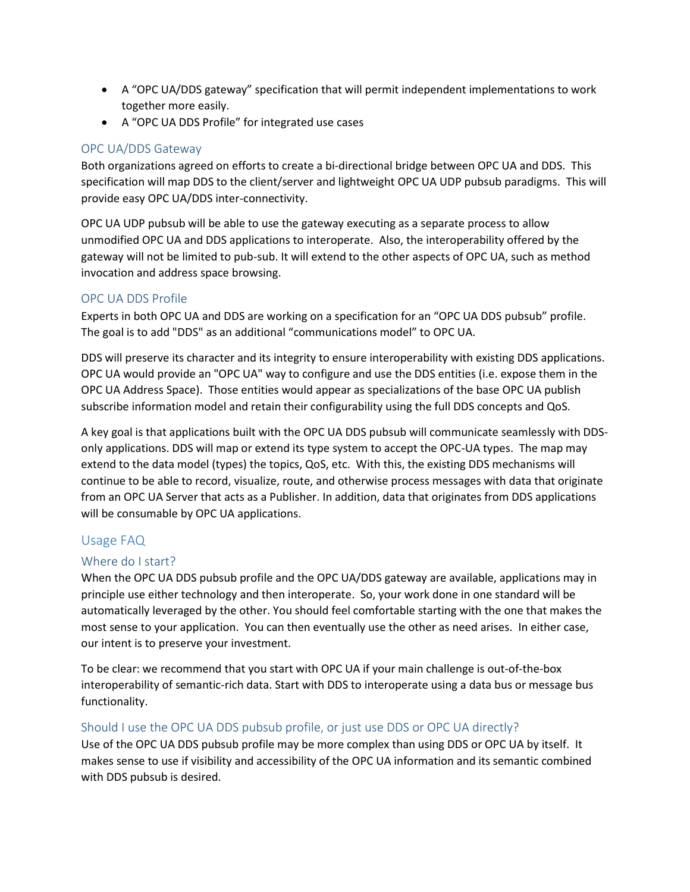- A “OPC UA/DDS gateway” specification that will permit independent implementations to work together more easily.
- A “OPC UA DDS Profile” for integrated use cases

### OPC UA/DDS Gateway

Both organizations agreed on efforts to create a bi-directional bridge between OPC UA and DDS. This specification will map DDS to the client/server and lightweight OPC UA UDP pubsub paradigms. This will provide easy OPC UA/DDS inter-connectivity.

OPC UA UDP pubsub will be able to use the gateway executing as a separate process to allow unmodified OPC UA and DDS applications to interoperate. Also, the interoperability offered by the gateway will not be limited to pub-sub. It will extend to the other aspects of OPC UA, such as method invocation and address space browsing.

### OPC UA DDS Profile

Experts in both OPC UA and DDS are working on a specification for an “OPC UA DDS pubsub” profile. The goal is to add "DDS" as an additional “communications model” to OPC UA.

DDS will preserve its character and its integrity to ensure interoperability with existing DDS applications. OPC UA would provide an "OPC UA" way to configure and use the DDS entities (i.e. expose them in the OPC UA Address Space). Those entities would appear as specializations of the base OPC UA publish subscribe information model and retain their configurability using the full DDS concepts and QoS.

A key goal is that applications built with the OPC UA DDS pubsub will communicate seamlessly with DDS-only applications. DDS will map or extend its type system to accept the OPC-UA types. The map may extend to the data model (types) the topics, QoS, etc. With this, the existing DDS mechanisms will continue to be able to record, visualize, route, and otherwise process messages with data that originate from an OPC UA Server that acts as a Publisher. In addition, data that originates from DDS applications will be consumable by OPC UA applications.

## Usage FAQ

### Where do I start?

When the OPC UA DDS pubsub profile and the OPC UA/DDS gateway are available, applications may in principle use either technology and then interoperate. So, your work done in one standard will be automatically leveraged by the other. You should feel comfortable starting with the one that makes the most sense to your application. You can then eventually use the other as need arises. In either case, our intent is to preserve your investment.

To be clear: we recommend that you start with OPC UA if your main challenge is out-of-the-box interoperability of semantic-rich data. Start with DDS to interoperate using a data bus or message bus functionality.

### Should I use the OPC UA DDS pubsub profile, or just use DDS or OPC UA directly?

Use of the OPC UA DDS pubsub profile may be more complex than using DDS or OPC UA by itself. It makes sense to use if visibility and accessibility of the OPC UA information and its semantic combined with DDS pubsub is desired.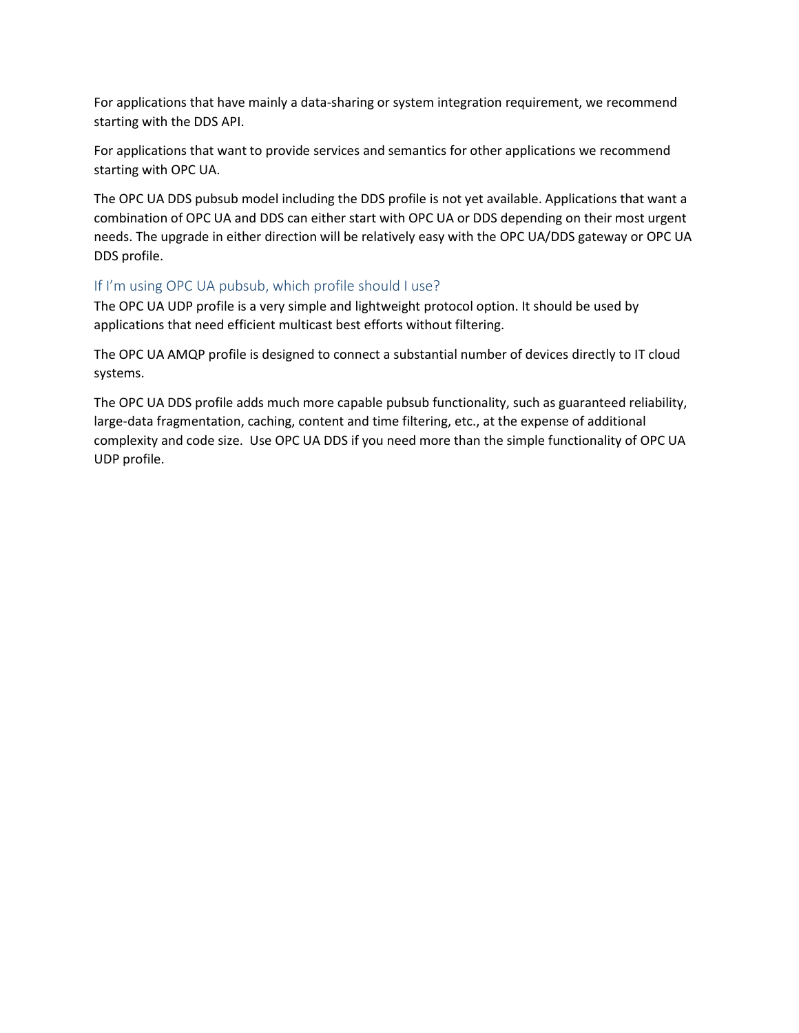For applications that have mainly a data-sharing or system integration requirement, we recommend starting with the DDS API.

For applications that want to provide services and semantics for other applications we recommend starting with OPC UA.

The OPC UA DDS pubsub model including the DDS profile is not yet available. Applications that want a combination of OPC UA and DDS can either start with OPC UA or DDS depending on their most urgent needs. The upgrade in either direction will be relatively easy with the OPC UA/DDS gateway or OPC UA DDS profile.

## If I'm using OPC UA pubsub, which profile should I use?

The OPC UA UDP profile is a very simple and lightweight protocol option. It should be used by applications that need efficient multicast best efforts without filtering.

The OPC UA AMQP profile is designed to connect a substantial number of devices directly to IT cloud systems.

The OPC UA DDS profile adds much more capable pubsub functionality, such as guaranteed reliability, large-data fragmentation, caching, content and time filtering, etc., at the expense of additional complexity and code size. Use OPC UA DDS if you need more than the simple functionality of OPC UA UDP profile.